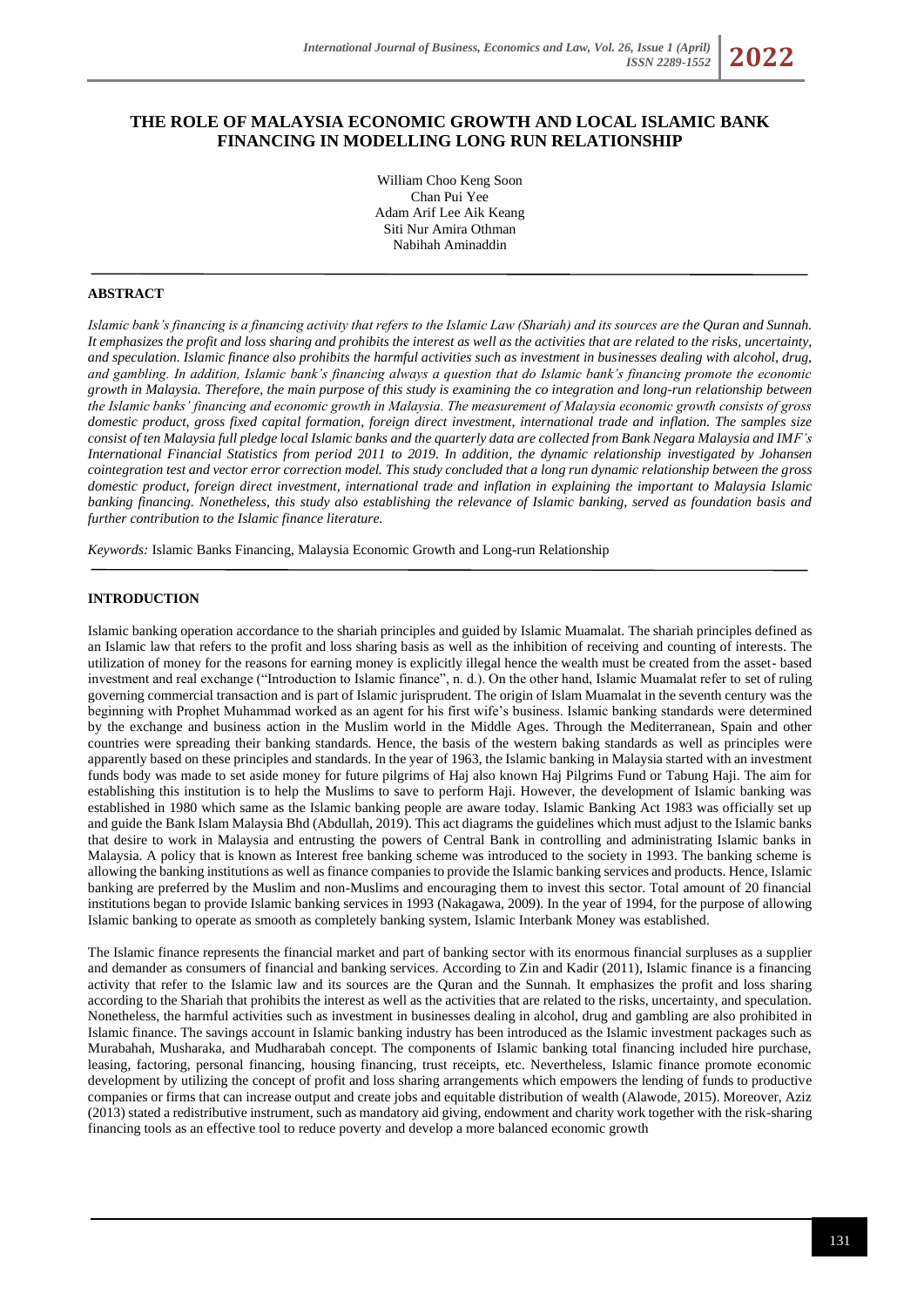# THE ROLE OF MALAYSIA ECONOMIC GROWTH AND LOCAL ISLAMIC BANK FINANCING IN MODELLING LONG RUN RELATIONSHIP

William Choo Keng Soon
Chan Pui Yee
Adam Arif Lee Aik Keang
Siti Nur Amira Othman
Nabihah Aminaddin

## ABSTRACT

*Islamic bank's financing is a financing activity that refers to the Islamic Law (Shariah) and its sources are the Quran and Sunnah. It emphasizes the profit and loss sharing and prohibits the interest as well as the activities that are related to the risks, uncertainty, and speculation. Islamic finance also prohibits the harmful activities such as investment in businesses dealing with alcohol, drug, and gambling. In addition, Islamic bank's financing always a question that do Islamic bank's financing promote the economic growth in Malaysia. Therefore, the main purpose of this study is examining the co integration and long-run relationship between the Islamic banks' financing and economic growth in Malaysia. The measurement of Malaysia economic growth consists of gross domestic product, gross fixed capital formation, foreign direct investment, international trade and inflation. The samples size consist of ten Malaysia full pledge local Islamic banks and the quarterly data are collected from Bank Negara Malaysia and IMF's International Financial Statistics from period 2011 to 2019. In addition, the dynamic relationship investigated by Johansen cointegration test and vector error correction model. This study concluded that a long run dynamic relationship between the gross domestic product, foreign direct investment, international trade and inflation in explaining the important to Malaysia Islamic banking financing. Nonetheless, this study also establishing the relevance of Islamic banking, served as foundation basis and further contribution to the Islamic finance literature.*

*Keywords:* Islamic Banks Financing, Malaysia Economic Growth and Long-run Relationship

## INTRODUCTION

Islamic banking operation accordance to the shariah principles and guided by Islamic Muamalat. The shariah principles defined as an Islamic law that refers to the profit and loss sharing basis as well as the inhibition of receiving and counting of interests. The utilization of money for the reasons for earning money is explicitly illegal hence the wealth must be created from the asset- based investment and real exchange ("Introduction to Islamic finance", n. d.). On the other hand, Islamic Muamalat refer to set of ruling governing commercial transaction and is part of Islamic jurisprudent. The origin of Islam Muamalat in the seventh century was the beginning with Prophet Muhammad worked as an agent for his first wife's business. Islamic banking standards were determined by the exchange and business action in the Muslim world in the Middle Ages. Through the Mediterranean, Spain and other countries were spreading their banking standards. Hence, the basis of the western baking standards as well as principles were apparently based on these principles and standards. In the year of 1963, the Islamic banking in Malaysia started with an investment funds body was made to set aside money for future pilgrims of Haj also known Haj Pilgrims Fund or Tabung Haji. The aim for establishing this institution is to help the Muslims to save to perform Haji. However, the development of Islamic banking was established in 1980 which same as the Islamic banking people are aware today. Islamic Banking Act 1983 was officially set up and guide the Bank Islam Malaysia Bhd (Abdullah, 2019). This act diagrams the guidelines which must adjust to the Islamic banks that desire to work in Malaysia and entrusting the powers of Central Bank in controlling and administrating Islamic banks in Malaysia. A policy that is known as Interest free banking scheme was introduced to the society in 1993. The banking scheme is allowing the banking institutions as well as finance companies to provide the Islamic banking services and products. Hence, Islamic banking are preferred by the Muslim and non-Muslims and encouraging them to invest this sector. Total amount of 20 financial institutions began to provide Islamic banking services in 1993 (Nakagawa, 2009). In the year of 1994, for the purpose of allowing Islamic banking to operate as smooth as completely banking system, Islamic Interbank Money was established.

The Islamic finance represents the financial market and part of banking sector with its enormous financial surpluses as a supplier and demander as consumers of financial and banking services. According to Zin and Kadir (2011), Islamic finance is a financing activity that refer to the Islamic law and its sources are the Quran and the Sunnah. It emphasizes the profit and loss sharing according to the Shariah that prohibits the interest as well as the activities that are related to the risks, uncertainty, and speculation. Nonetheless, the harmful activities such as investment in businesses dealing in alcohol, drug and gambling are also prohibited in Islamic finance. The savings account in Islamic banking industry has been introduced as the Islamic investment packages such as Murabahah, Musharaka, and Mudharabah concept. The components of Islamic banking total financing included hire purchase, leasing, factoring, personal financing, housing financing, trust receipts, etc. Nevertheless, Islamic finance promote economic development by utilizing the concept of profit and loss sharing arrangements which empowers the lending of funds to productive companies or firms that can increase output and create jobs and equitable distribution of wealth (Alawode, 2015). Moreover, Aziz (2013) stated a redistributive instrument, such as mandatory aid giving, endowment and charity work together with the risk-sharing financing tools as an effective tool to reduce poverty and develop a more balanced economic growth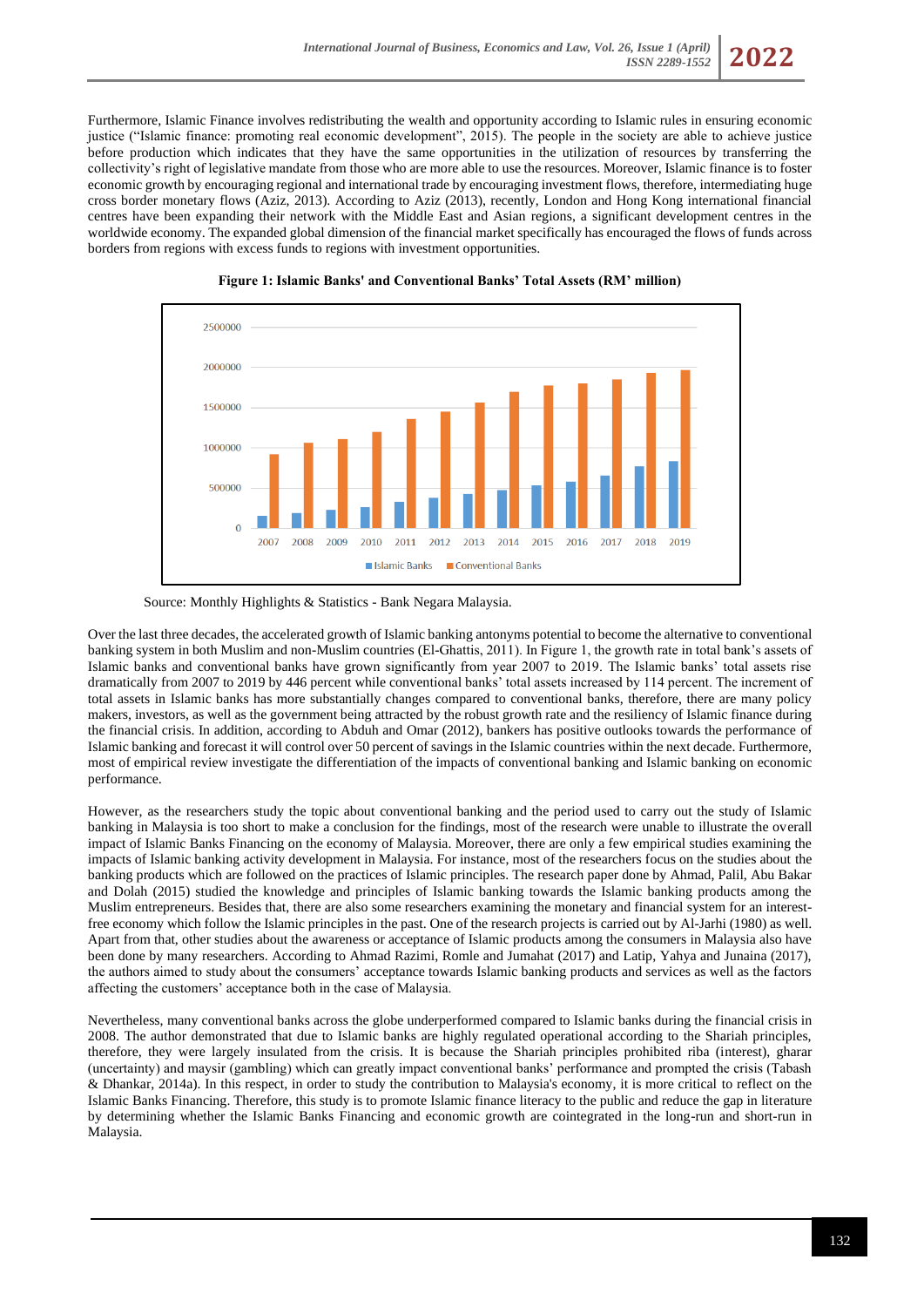Furthermore, Islamic Finance involves redistributing the wealth and opportunity according to Islamic rules in ensuring economic justice ("Islamic finance: promoting real economic development", 2015). The people in the society are able to achieve justice before production which indicates that they have the same opportunities in the utilization of resources by transferring the collectivity's right of legislative mandate from those who are more able to use the resources. Moreover, Islamic finance is to foster economic growth by encouraging regional and international trade by encouraging investment flows, therefore, intermediating huge cross border monetary flows (Aziz, 2013). According to Aziz (2013), recently, London and Hong Kong international financial centres have been expanding their network with the Middle East and Asian regions, a significant development centres in the worldwide economy. The expanded global dimension of the financial market specifically has encouraged the flows of funds across borders from regions with excess funds to regions with investment opportunities.

**Figure 1: Islamic Banks' and Conventional Banks' Total Assets (RM' million)**

Source: Monthly Highlights & Statistics - Bank Negara Malaysia.

Over the last three decades, the accelerated growth of Islamic banking antonyms potential to become the alternative to conventional banking system in both Muslim and non-Muslim countries (El-Ghattis, 2011). In Figure 1, the growth rate in total bank's assets of Islamic banks and conventional banks have grown significantly from year 2007 to 2019. The Islamic banks' total assets rise dramatically from 2007 to 2019 by 446 percent while conventional banks' total assets increased by 114 percent. The increment of total assets in Islamic banks has more substantially changes compared to conventional banks, therefore, there are many policy makers, investors, as well as the government being attracted by the robust growth rate and the resiliency of Islamic finance during the financial crisis. In addition, according to Abduh and Omar (2012), bankers has positive outlooks towards the performance of Islamic banking and forecast it will control over 50 percent of savings in the Islamic countries within the next decade. Furthermore, most of empirical review investigate the differentiation of the impacts of conventional banking and Islamic banking on economic performance.

However, as the researchers study the topic about conventional banking and the period used to carry out the study of Islamic banking in Malaysia is too short to make a conclusion for the findings, most of the research were unable to illustrate the overall impact of Islamic Banks Financing on the economy of Malaysia. Moreover, there are only a few empirical studies examining the impacts of Islamic banking activity development in Malaysia. For instance, most of the researchers focus on the studies about the banking products which are followed on the practices of Islamic principles. The research paper done by Ahmad, Palil, Abu Bakar and Dolah (2015) studied the knowledge and principles of Islamic banking towards the Islamic banking products among the Muslim entrepreneurs. Besides that, there are also some researchers examining the monetary and financial system for an interest-free economy which follow the Islamic principles in the past. One of the research projects is carried out by Al-Jarhi (1980) as well. Apart from that, other studies about the awareness or acceptance of Islamic products among the consumers in Malaysia also have been done by many researchers. According to Ahmad Razimi, Romle and Jumahat (2017) and Latip, Yahya and Junaina (2017), the authors aimed to study about the consumers' acceptance towards Islamic banking products and services as well as the factors affecting the customers' acceptance both in the case of Malaysia.

Nevertheless, many conventional banks across the globe underperformed compared to Islamic banks during the financial crisis in 2008. The author demonstrated that due to Islamic banks are highly regulated operational according to the Shariah principles, therefore, they were largely insulated from the crisis. It is because the Shariah principles prohibited riba (interest), gharar (uncertainty) and maysir (gambling) which can greatly impact conventional banks' performance and prompted the crisis (Tabash & Dhankar, 2014a). In this respect, in order to study the contribution to Malaysia's economy, it is more critical to reflect on the Islamic Banks Financing. Therefore, this study is to promote Islamic finance literacy to the public and reduce the gap in literature by determining whether the Islamic Banks Financing and economic growth are cointegrated in the long-run and short-run in Malaysia.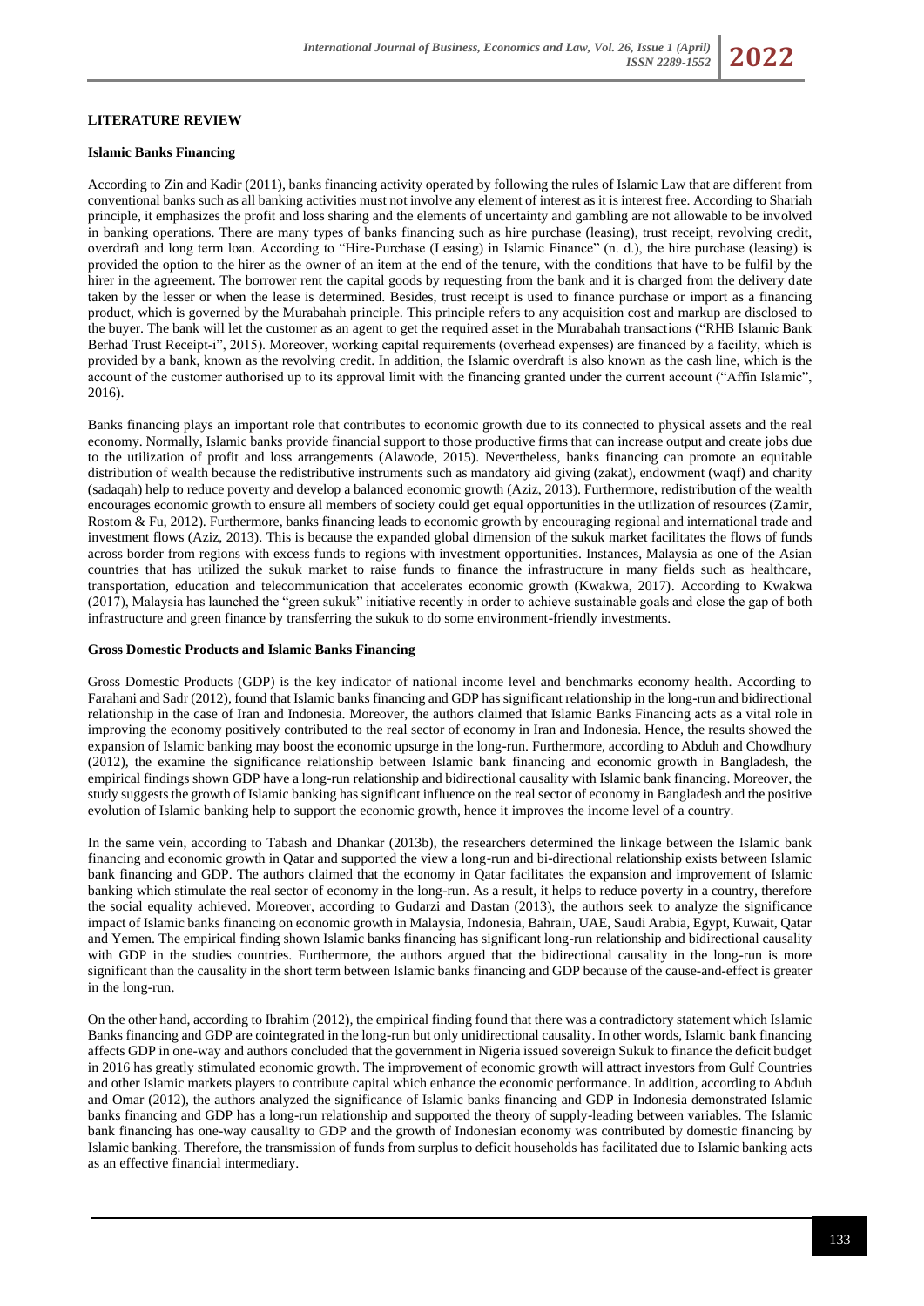## LITERATURE REVIEW

### Islamic Banks Financing

According to Zin and Kadir (2011), banks financing activity operated by following the rules of Islamic Law that are different from conventional banks such as all banking activities must not involve any element of interest as it is interest free. According to Shariah principle, it emphasizes the profit and loss sharing and the elements of uncertainty and gambling are not allowable to be involved in banking operations. There are many types of banks financing such as hire purchase (leasing), trust receipt, revolving credit, overdraft and long term loan. According to "Hire-Purchase (Leasing) in Islamic Finance" (n. d.), the hire purchase (leasing) is provided the option to the hirer as the owner of an item at the end of the tenure, with the conditions that have to be fulfil by the hirer in the agreement. The borrower rent the capital goods by requesting from the bank and it is charged from the delivery date taken by the lesser or when the lease is determined. Besides, trust receipt is used to finance purchase or import as a financing product, which is governed by the Murabahah principle. This principle refers to any acquisition cost and markup are disclosed to the buyer. The bank will let the customer as an agent to get the required asset in the Murabahah transactions ("RHB Islamic Bank Berhad Trust Receipt-i", 2015). Moreover, working capital requirements (overhead expenses) are financed by a facility, which is provided by a bank, known as the revolving credit. In addition, the Islamic overdraft is also known as the cash line, which is the account of the customer authorised up to its approval limit with the financing granted under the current account ("Affin Islamic", 2016).

Banks financing plays an important role that contributes to economic growth due to its connected to physical assets and the real economy. Normally, Islamic banks provide financial support to those productive firms that can increase output and create jobs due to the utilization of profit and loss arrangements (Alawode, 2015). Nevertheless, banks financing can promote an equitable distribution of wealth because the redistributive instruments such as mandatory aid giving (zakat), endowment (waqf) and charity (sadaqah) help to reduce poverty and develop a balanced economic growth (Aziz, 2013). Furthermore, redistribution of the wealth encourages economic growth to ensure all members of society could get equal opportunities in the utilization of resources (Zamir, Rostom & Fu, 2012). Furthermore, banks financing leads to economic growth by encouraging regional and international trade and investment flows (Aziz, 2013). This is because the expanded global dimension of the sukuk market facilitates the flows of funds across border from regions with excess funds to regions with investment opportunities. Instances, Malaysia as one of the Asian countries that has utilized the sukuk market to raise funds to finance the infrastructure in many fields such as healthcare, transportation, education and telecommunication that accelerates economic growth (Kwakwa, 2017). According to Kwakwa (2017), Malaysia has launched the "green sukuk" initiative recently in order to achieve sustainable goals and close the gap of both infrastructure and green finance by transferring the sukuk to do some environment-friendly investments.

### Gross Domestic Products and Islamic Banks Financing

Gross Domestic Products (GDP) is the key indicator of national income level and benchmarks economy health. According to Farahani and Sadr (2012), found that Islamic banks financing and GDP has significant relationship in the long-run and bidirectional relationship in the case of Iran and Indonesia. Moreover, the authors claimed that Islamic Banks Financing acts as a vital role in improving the economy positively contributed to the real sector of economy in Iran and Indonesia. Hence, the results showed the expansion of Islamic banking may boost the economic upsurge in the long-run. Furthermore, according to Abduh and Chowdhury (2012), the examine the significance relationship between Islamic bank financing and economic growth in Bangladesh, the empirical findings shown GDP have a long-run relationship and bidirectional causality with Islamic bank financing. Moreover, the study suggests the growth of Islamic banking has significant influence on the real sector of economy in Bangladesh and the positive evolution of Islamic banking help to support the economic growth, hence it improves the income level of a country.

In the same vein, according to Tabash and Dhankar (2013b), the researchers determined the linkage between the Islamic bank financing and economic growth in Qatar and supported the view a long-run and bi-directional relationship exists between Islamic bank financing and GDP. The authors claimed that the economy in Qatar facilitates the expansion and improvement of Islamic banking which stimulate the real sector of economy in the long-run. As a result, it helps to reduce poverty in a country, therefore the social equality achieved. Moreover, according to Gudarzi and Dastan (2013), the authors seek to analyze the significance impact of Islamic banks financing on economic growth in Malaysia, Indonesia, Bahrain, UAE, Saudi Arabia, Egypt, Kuwait, Qatar and Yemen. The empirical finding shown Islamic banks financing has significant long-run relationship and bidirectional causality with GDP in the studies countries. Furthermore, the authors argued that the bidirectional causality in the long-run is more significant than the causality in the short term between Islamic banks financing and GDP because of the cause-and-effect is greater in the long-run.

On the other hand, according to Ibrahim (2012), the empirical finding found that there was a contradictory statement which Islamic Banks financing and GDP are cointegrated in the long-run but only unidirectional causality. In other words, Islamic bank financing affects GDP in one-way and authors concluded that the government in Nigeria issued sovereign Sukuk to finance the deficit budget in 2016 has greatly stimulated economic growth. The improvement of economic growth will attract investors from Gulf Countries and other Islamic markets players to contribute capital which enhance the economic performance. In addition, according to Abduh and Omar (2012), the authors analyzed the significance of Islamic banks financing and GDP in Indonesia demonstrated Islamic banks financing and GDP has a long-run relationship and supported the theory of supply-leading between variables. The Islamic bank financing has one-way causality to GDP and the growth of Indonesian economy was contributed by domestic financing by Islamic banking. Therefore, the transmission of funds from surplus to deficit households has facilitated due to Islamic banking acts as an effective financial intermediary.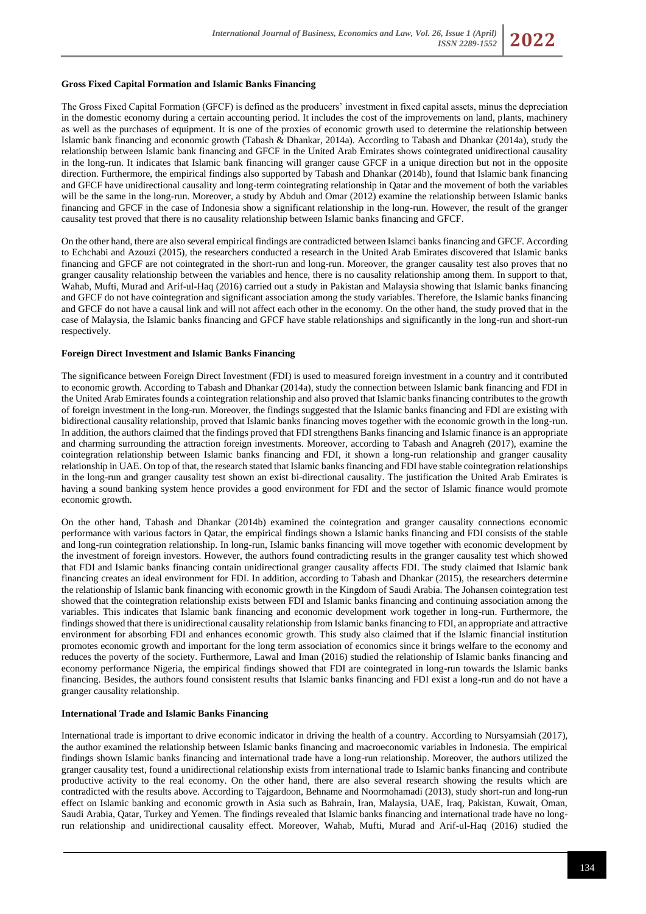**Gross Fixed Capital Formation and Islamic Banks Financing**

The Gross Fixed Capital Formation (GFCF) is defined as the producers' investment in fixed capital assets, minus the depreciation in the domestic economy during a certain accounting period. It includes the cost of the improvements on land, plants, machinery as well as the purchases of equipment. It is one of the proxies of economic growth used to determine the relationship between Islamic bank financing and economic growth (Tabash & Dhankar, 2014a). According to Tabash and Dhankar (2014a), study the relationship between Islamic bank financing and GFCF in the United Arab Emirates shows cointegrated unidirectional causality in the long-run. It indicates that Islamic bank financing will granger cause GFCF in a unique direction but not in the opposite direction. Furthermore, the empirical findings also supported by Tabash and Dhankar (2014b), found that Islamic bank financing and GFCF have unidirectional causality and long-term cointegrating relationship in Qatar and the movement of both the variables will be the same in the long-run. Moreover, a study by Abduh and Omar (2012) examine the relationship between Islamic banks financing and GFCF in the case of Indonesia show a significant relationship in the long-run. However, the result of the granger causality test proved that there is no causality relationship between Islamic banks financing and GFCF.

On the other hand, there are also several empirical findings are contradicted between Islamci banks financing and GFCF. According to Echchabi and Azouzi (2015), the researchers conducted a research in the United Arab Emirates discovered that Islamic banks financing and GFCF are not cointegrated in the short-run and long-run. Moreover, the granger causality test also proves that no granger causality relationship between the variables and hence, there is no causality relationship among them. In support to that, Wahab, Mufti, Murad and Arif-ul-Haq (2016) carried out a study in Pakistan and Malaysia showing that Islamic banks financing and GFCF do not have cointegration and significant association among the study variables. Therefore, the Islamic banks financing and GFCF do not have a causal link and will not affect each other in the economy. On the other hand, the study proved that in the case of Malaysia, the Islamic banks financing and GFCF have stable relationships and significantly in the long-run and short-run respectively.

**Foreign Direct Investment and Islamic Banks Financing**

The significance between Foreign Direct Investment (FDI) is used to measured foreign investment in a country and it contributed to economic growth. According to Tabash and Dhankar (2014a), study the connection between Islamic bank financing and FDI in the United Arab Emirates found a cointegration relationship and also proved that Islamic banks financing contributes to the growth of foreign investment in the long-run. Moreover, the findings suggested that the Islamic banks financing and FDI are existing with bidirectional causality relationship, proved that Islamic banks financing moves together with the economic growth in the long-run. In addition, the authors claimed that the findings proved that FDI strengthens Banks financing and Islamic finance is an appropriate and charming surrounding the attraction foreign investments. Moreover, according to Tabash and Anagreh (2017), examine the cointegration relationship between Islamic banks financing and FDI, it shown a long-run relationship and granger causality relationship in UAE. On top of that, the research stated that Islamic banks financing and FDI have stable cointegration relationships in the long-run and granger causality test shown an exist bi-directional causality. The justification the United Arab Emirates is having a sound banking system hence provides a good environment for FDI and the sector of Islamic finance would promote economic growth.

On the other hand, Tabash and Dhankar (2014b) examined the cointegration and granger causality connections economic performance with various factors in Qatar, the empirical findings shown a Islamic banks financing and FDI consists of the stable and long-run cointegration relationship. In long-run, Islamic banks financing will move together with economic development by the investment of foreign investors. However, the authors found contradicting results in the granger causality test which showed that FDI and Islamic banks financing contain unidirectional granger causality affects FDI. The study claimed that Islamic bank financing creates an ideal environment for FDI. In addition, according to Tabash and Dhankar (2015), the researchers determine the relationship of Islamic bank financing with economic growth in the Kingdom of Saudi Arabia. The Johansen cointegration test showed that the cointegration relationship exists between FDI and Islamic banks financing and continuing association among the variables. This indicates that Islamic bank financing and economic development work together in long-run. Furthermore, the findings showed that there is unidirectional causality relationship from Islamic banks financing to FDI, an appropriate and attractive environment for absorbing FDI and enhances economic growth. This study also claimed that if the Islamic financial institution promotes economic growth and important for the long term association of economics since it brings welfare to the economy and reduces the poverty of the society. Furthermore, Lawal and Iman (2016) studied the relationship of Islamic banks financing and economy performance Nigeria, the empirical findings showed that FDI are cointegrated in long-run towards the Islamic banks financing. Besides, the authors found consistent results that Islamic banks financing and FDI exist a long-run and do not have a granger causality relationship.

**International Trade and Islamic Banks Financing**

International trade is important to drive economic indicator in driving the health of a country. According to Nursyamsiah (2017), the author examined the relationship between Islamic banks financing and macroeconomic variables in Indonesia. The empirical findings shown Islamic banks financing and international trade have a long-run relationship. Moreover, the authors utilized the granger causality test, found a unidirectional relationship exists from international trade to Islamic banks financing and contribute productive activity to the real economy. On the other hand, there are also several research showing the results which are contradicted with the results above. According to Tajgardoon, Behname and Noormohamadi (2013), study short-run and long-run effect on Islamic banking and economic growth in Asia such as Bahrain, Iran, Malaysia, UAE, Iraq, Pakistan, Kuwait, Oman, Saudi Arabia, Qatar, Turkey and Yemen. The findings revealed that Islamic banks financing and international trade have no long-run relationship and unidirectional causality effect. Moreover, Wahab, Mufti, Murad and Arif-ul-Haq (2016) studied the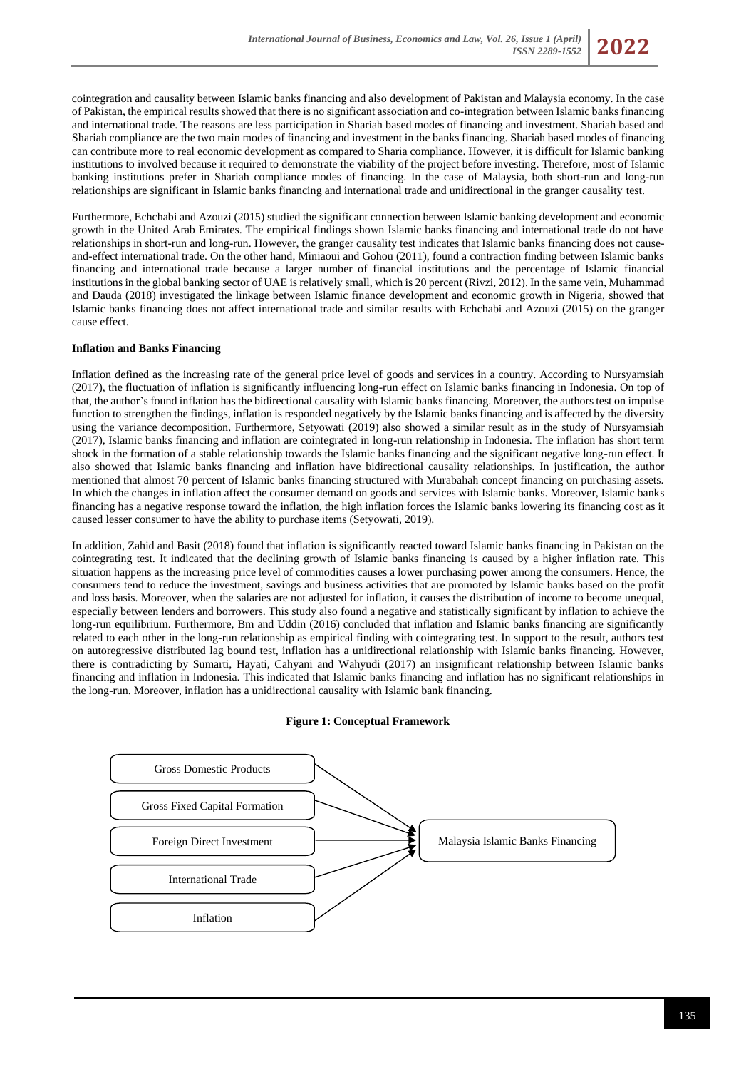cointegration and causality between Islamic banks financing and also development of Pakistan and Malaysia economy. In the case of Pakistan, the empirical results showed that there is no significant association and co-integration between Islamic banks financing and international trade. The reasons are less participation in Shariah based modes of financing and investment. Shariah based and Shariah compliance are the two main modes of financing and investment in the banks financing. Shariah based modes of financing can contribute more to real economic development as compared to Sharia compliance. However, it is difficult for Islamic banking institutions to involved because it required to demonstrate the viability of the project before investing. Therefore, most of Islamic banking institutions prefer in Shariah compliance modes of financing. In the case of Malaysia, both short-run and long-run relationships are significant in Islamic banks financing and international trade and unidirectional in the granger causality test.

Furthermore, Echchabi and Azouzi (2015) studied the significant connection between Islamic banking development and economic growth in the United Arab Emirates. The empirical findings shown Islamic banks financing and international trade do not have relationships in short-run and long-run. However, the granger causality test indicates that Islamic banks financing does not cause-and-effect international trade. On the other hand, Miniaoui and Gohou (2011), found a contraction finding between Islamic banks financing and international trade because a larger number of financial institutions and the percentage of Islamic financial institutions in the global banking sector of UAE is relatively small, which is 20 percent (Rivzi, 2012). In the same vein, Muhammad and Dauda (2018) investigated the linkage between Islamic finance development and economic growth in Nigeria, showed that Islamic banks financing does not affect international trade and similar results with Echchabi and Azouzi (2015) on the granger cause effect.

**Inflation and Banks Financing**

Inflation defined as the increasing rate of the general price level of goods and services in a country. According to Nursyamsiah (2017), the fluctuation of inflation is significantly influencing long-run effect on Islamic banks financing in Indonesia. On top of that, the author's found inflation has the bidirectional causality with Islamic banks financing. Moreover, the authors test on impulse function to strengthen the findings, inflation is responded negatively by the Islamic banks financing and is affected by the diversity using the variance decomposition. Furthermore, Setyowati (2019) also showed a similar result as in the study of Nursyamsiah (2017), Islamic banks financing and inflation are cointegrated in long-run relationship in Indonesia. The inflation has short term shock in the formation of a stable relationship towards the Islamic banks financing and the significant negative long-run effect. It also showed that Islamic banks financing and inflation have bidirectional causality relationships. In justification, the author mentioned that almost 70 percent of Islamic banks financing structured with Murabahah concept financing on purchasing assets. In which the changes in inflation affect the consumer demand on goods and services with Islamic banks. Moreover, Islamic banks financing has a negative response toward the inflation, the high inflation forces the Islamic banks lowering its financing cost as it caused lesser consumer to have the ability to purchase items (Setyowati, 2019).

In addition, Zahid and Basit (2018) found that inflation is significantly reacted toward Islamic banks financing in Pakistan on the cointegrating test. It indicated that the declining growth of Islamic banks financing is caused by a higher inflation rate. This situation happens as the increasing price level of commodities causes a lower purchasing power among the consumers. Hence, the consumers tend to reduce the investment, savings and business activities that are promoted by Islamic banks based on the profit and loss basis. Moreover, when the salaries are not adjusted for inflation, it causes the distribution of income to become unequal, especially between lenders and borrowers. This study also found a negative and statistically significant by inflation to achieve the long-run equilibrium. Furthermore, Bm and Uddin (2016) concluded that inflation and Islamic banks financing are significantly related to each other in the long-run relationship as empirical finding with cointegrating test. In support to the result, authors test on autoregressive distributed lag bound test, inflation has a unidirectional relationship with Islamic banks financing. However, there is contradicting by Sumarti, Hayati, Cahyani and Wahyudi (2017) an insignificant relationship between Islamic banks financing and inflation in Indonesia. This indicated that Islamic banks financing and inflation has no significant relationships in the long-run. Moreover, inflation has a unidirectional causality with Islamic bank financing.

**Figure 1: Conceptual Framework**

Gross Domestic Products → Malaysia Islamic Banks Financing
Gross Fixed Capital Formation → Malaysia Islamic Banks Financing
Foreign Direct Investment → Malaysia Islamic Banks Financing
International Trade → Malaysia Islamic Banks Financing
Inflation → Malaysia Islamic Banks Financing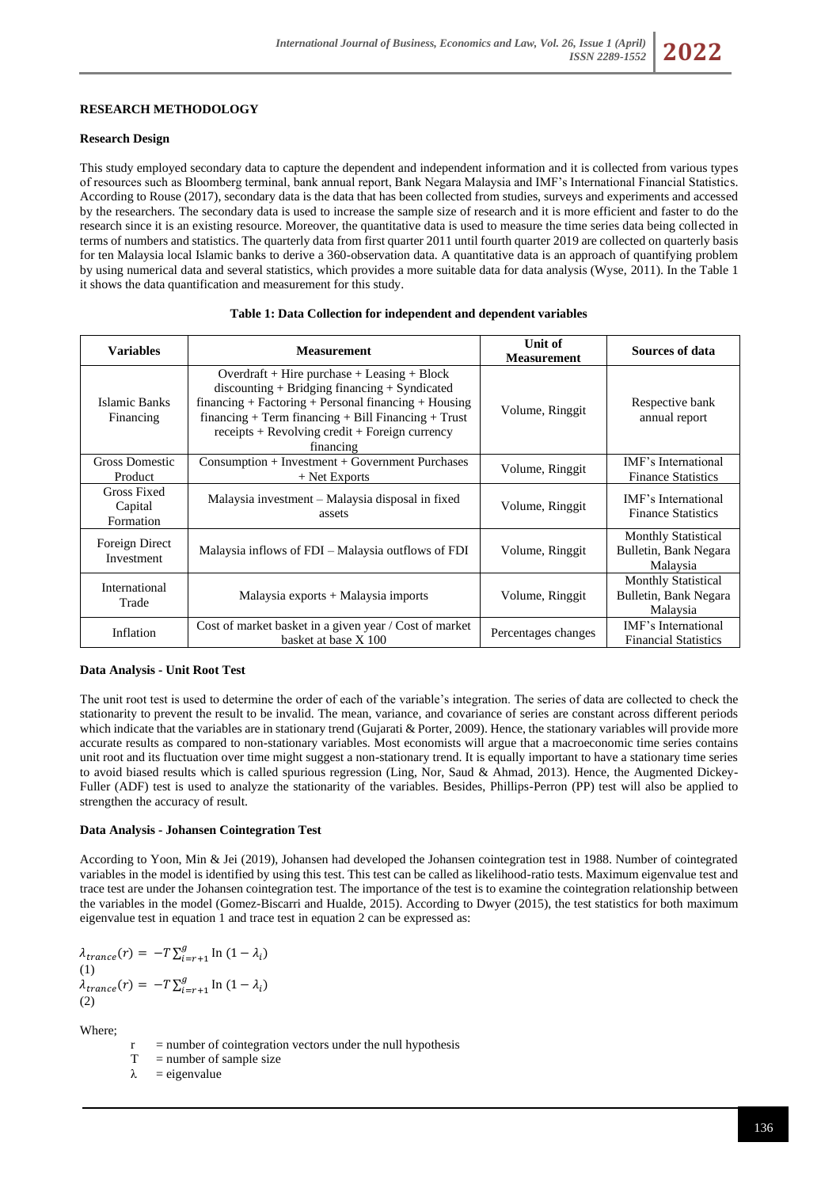## RESEARCH METHODOLOGY

### Research Design

This study employed secondary data to capture the dependent and independent information and it is collected from various types of resources such as Bloomberg terminal, bank annual report, Bank Negara Malaysia and IMF's International Financial Statistics. According to Rouse (2017), secondary data is the data that has been collected from studies, surveys and experiments and accessed by the researchers. The secondary data is used to increase the sample size of research and it is more efficient and faster to do the research since it is an existing resource. Moreover, the quantitative data is used to measure the time series data being collected in terms of numbers and statistics. The quarterly data from first quarter 2011 until fourth quarter 2019 are collected on quarterly basis for ten Malaysia local Islamic banks to derive a 360-observation data. A quantitative data is an approach of quantifying problem by using numerical data and several statistics, which provides a more suitable data for data analysis (Wyse, 2011). In the Table 1 it shows the data quantification and measurement for this study.

**Table 1: Data Collection for independent and dependent variables**

| Variables | Measurement | Unit of Measurement | Sources of data |
|---|---|---|---|
| Islamic Banks Financing | Overdraft + Hire purchase + Leasing + Block discounting + Bridging financing + Syndicated financing + Factoring + Personal financing + Housing financing + Term financing + Bill Financing + Trust receipts + Revolving credit + Foreign currency financing | Volume, Ringgit | Respective bank annual report |
| Gross Domestic Product | Consumption + Investment + Government Purchases + Net Exports | Volume, Ringgit | IMF's International Finance Statistics |
| Gross Fixed Capital Formation | Malaysia investment – Malaysia disposal in fixed assets | Volume, Ringgit | IMF's International Finance Statistics |
| Foreign Direct Investment | Malaysia inflows of FDI – Malaysia outflows of FDI | Volume, Ringgit | Monthly Statistical Bulletin, Bank Negara Malaysia |
| International Trade | Malaysia exports + Malaysia imports | Volume, Ringgit | Monthly Statistical Bulletin, Bank Negara Malaysia |
| Inflation | Cost of market basket in a given year / Cost of market basket at base X 100 | Percentages changes | IMF's International Financial Statistics |

### Data Analysis - Unit Root Test

The unit root test is used to determine the order of each of the variable's integration. The series of data are collected to check the stationarity to prevent the result to be invalid. The mean, variance, and covariance of series are constant across different periods which indicate that the variables are in stationary trend (Gujarati & Porter, 2009). Hence, the stationary variables will provide more accurate results as compared to non-stationary variables. Most economists will argue that a macroeconomic time series contains unit root and its fluctuation over time might suggest a non-stationary trend. It is equally important to have a stationary time series to avoid biased results which is called spurious regression (Ling, Nor, Saud & Ahmad, 2013). Hence, the Augmented Dickey-Fuller (ADF) test is used to analyze the stationarity of the variables. Besides, Phillips-Perron (PP) test will also be applied to strengthen the accuracy of result.

### Data Analysis - Johansen Cointegration Test

According to Yoon, Min & Jei (2019), Johansen had developed the Johansen cointegration test in 1988. Number of cointegrated variables in the model is identified by using this test. This test can be called as likelihood-ratio tests. Maximum eigenvalue test and trace test are under the Johansen cointegration test. The importance of the test is to examine the cointegration relationship between the variables in the model (Gomez-Biscarri and Hualde, 2015). According to Dwyer (2015), the test statistics for both maximum eigenvalue test in equation 1 and trace test in equation 2 can be expressed as:

$$\lambda_{trance}(r) = -T\sum_{i=r+1}^{g} \text{In}\,(1-\lambda_i) \quad (1)$$

$$\lambda_{trance}(r) = -T\sum_{i=r+1}^{g} \text{In}\,(1-\lambda_i) \quad (2)$$

Where;

- r = number of cointegration vectors under the null hypothesis
- T = number of sample size
- λ = eigenvalue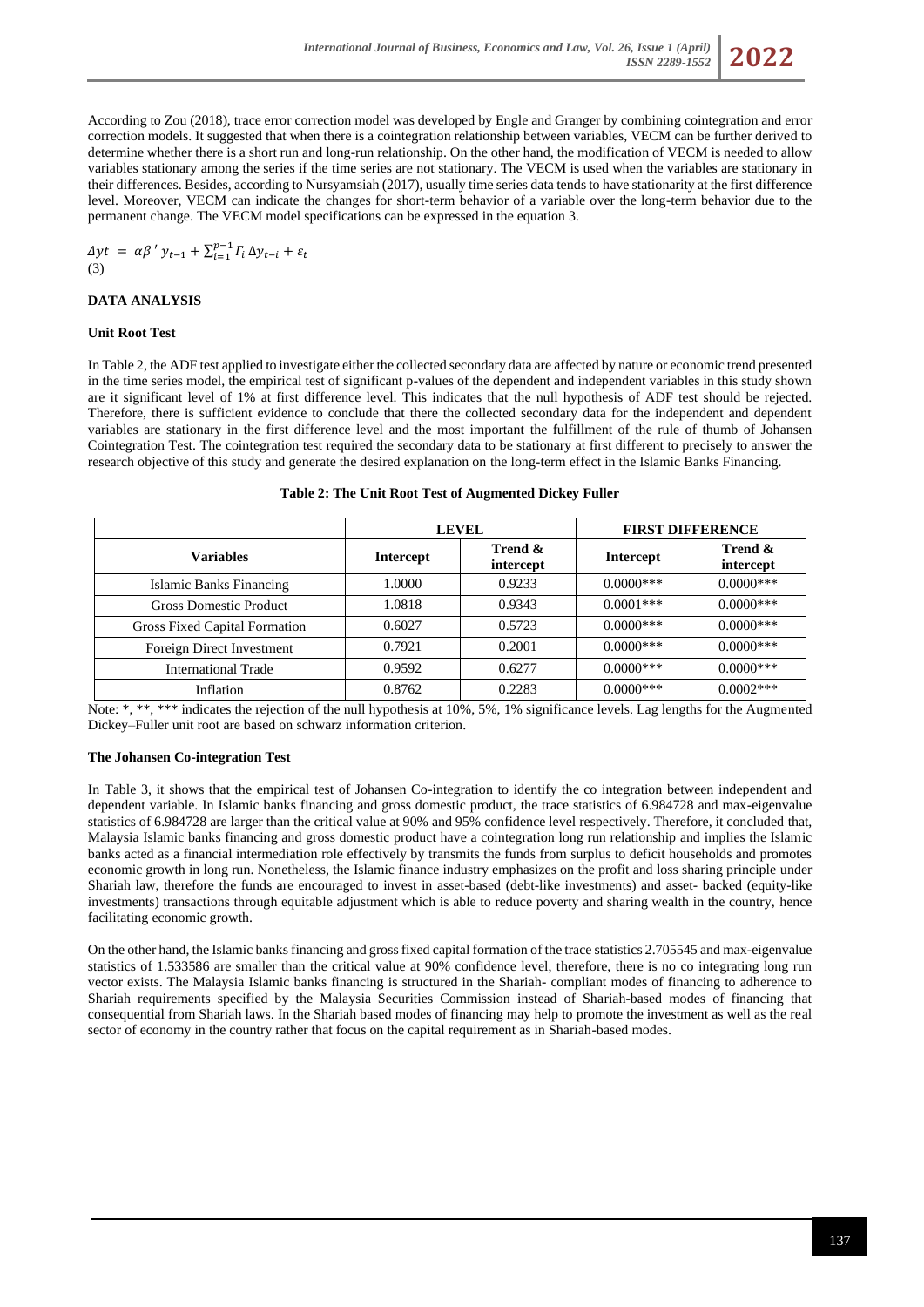According to Zou (2018), trace error correction model was developed by Engle and Granger by combining cointegration and error correction models. It suggested that when there is a cointegration relationship between variables, VECM can be further derived to determine whether there is a short run and long-run relationship. On the other hand, the modification of VECM is needed to allow variables stationary among the series if the time series are not stationary. The VECM is used when the variables are stationary in their differences. Besides, according to Nursyamsiah (2017), usually time series data tends to have stationarity at the first difference level. Moreover, VECM can indicate the changes for short-term behavior of a variable over the long-term behavior due to the permanent change. The VECM model specifications can be expressed in the equation 3.

$$\Delta yt = \alpha\beta' y_{t-1} + \sum_{i=1}^{p-1} \Gamma_i \Delta y_{t-i} + \varepsilon_t$$
(3)

## DATA ANALYSIS

### Unit Root Test

In Table 2, the ADF test applied to investigate either the collected secondary data are affected by nature or economic trend presented in the time series model, the empirical test of significant p-values of the dependent and independent variables in this study shown are it significant level of 1% at first difference level. This indicates that the null hypothesis of ADF test should be rejected. Therefore, there is sufficient evidence to conclude that there the collected secondary data for the independent and dependent variables are stationary in the first difference level and the most important the fulfillment of the rule of thumb of Johansen Cointegration Test. The cointegration test required the secondary data to be stationary at first different to precisely to answer the research objective of this study and generate the desired explanation on the long-term effect in the Islamic Banks Financing.

**Table 2: The Unit Root Test of Augmented Dickey Fuller**

| | LEVEL | | FIRST DIFFERENCE | |
|---|---|---|---|---|
| **Variables** | **Intercept** | **Trend & intercept** | **Intercept** | **Trend & intercept** |
| Islamic Banks Financing | 1.0000 | 0.9233 | 0.0000*** | 0.0000*** |
| Gross Domestic Product | 1.0818 | 0.9343 | 0.0001*** | 0.0000*** |
| Gross Fixed Capital Formation | 0.6027 | 0.5723 | 0.0000*** | 0.0000*** |
| Foreign Direct Investment | 0.7921 | 0.2001 | 0.0000*** | 0.0000*** |
| International Trade | 0.9592 | 0.6277 | 0.0000*** | 0.0000*** |
| Inflation | 0.8762 | 0.2283 | 0.0000*** | 0.0002*** |

Note: *, **, *** indicates the rejection of the null hypothesis at 10%, 5%, 1% significance levels. Lag lengths for the Augmented Dickey–Fuller unit root are based on schwarz information criterion.

### The Johansen Co-integration Test

In Table 3, it shows that the empirical test of Johansen Co-integration to identify the co integration between independent and dependent variable. In Islamic banks financing and gross domestic product, the trace statistics of 6.984728 and max-eigenvalue statistics of 6.984728 are larger than the critical value at 90% and 95% confidence level respectively. Therefore, it concluded that, Malaysia Islamic banks financing and gross domestic product have a cointegration long run relationship and implies the Islamic banks acted as a financial intermediation role effectively by transmits the funds from surplus to deficit households and promotes economic growth in long run. Nonetheless, the Islamic finance industry emphasizes on the profit and loss sharing principle under Shariah law, therefore the funds are encouraged to invest in asset-based (debt-like investments) and asset- backed (equity-like investments) transactions through equitable adjustment which is able to reduce poverty and sharing wealth in the country, hence facilitating economic growth.

On the other hand, the Islamic banks financing and gross fixed capital formation of the trace statistics 2.705545 and max-eigenvalue statistics of 1.533586 are smaller than the critical value at 90% confidence level, therefore, there is no co integrating long run vector exists. The Malaysia Islamic banks financing is structured in the Shariah- compliant modes of financing to adherence to Shariah requirements specified by the Malaysia Securities Commission instead of Shariah-based modes of financing that consequential from Shariah laws. In the Shariah based modes of financing may help to promote the investment as well as the real sector of economy in the country rather that focus on the capital requirement as in Shariah-based modes.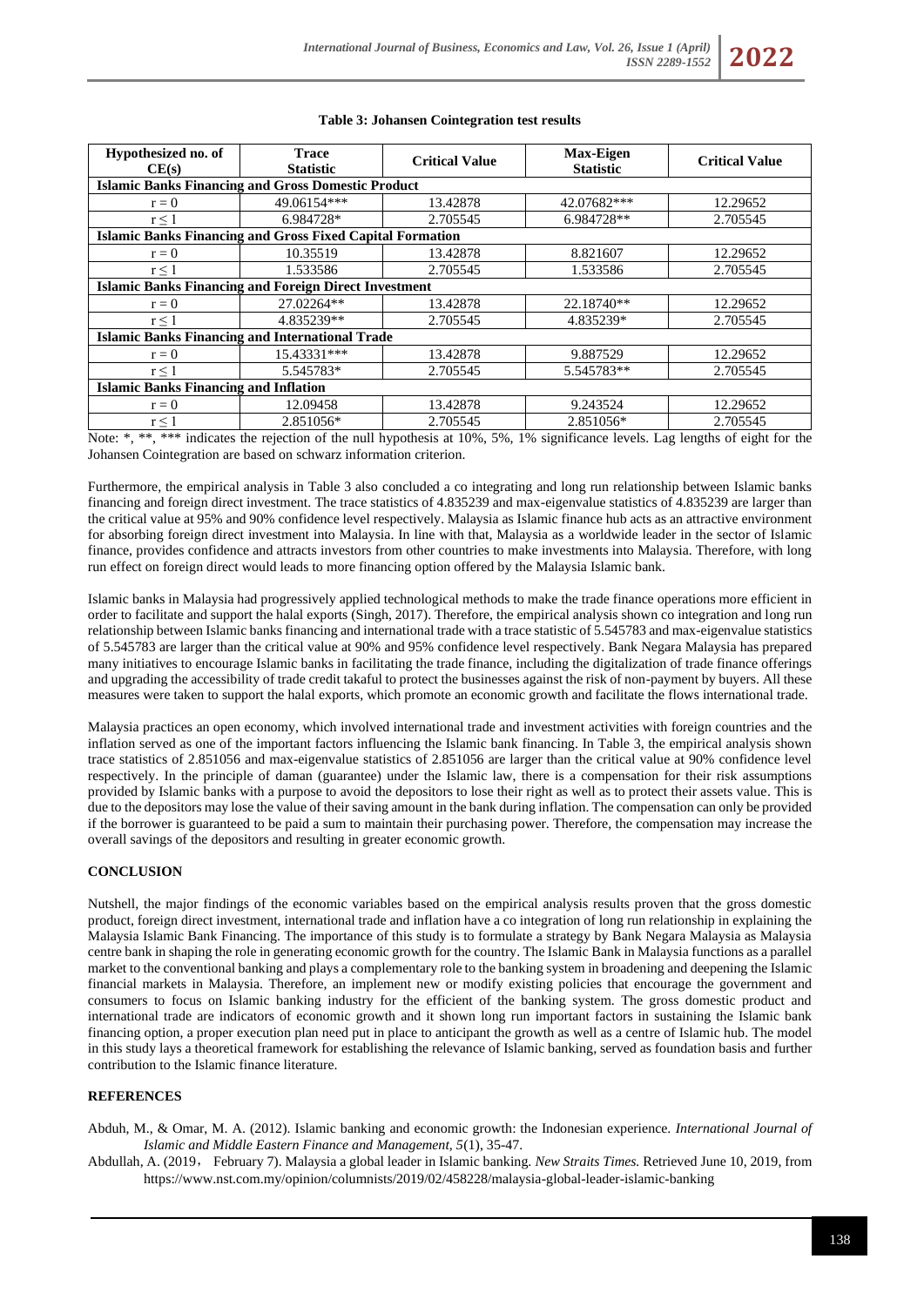**Table 3: Johansen Cointegration test results**

| Hypothesized no. of CE(s) | Trace Statistic | Critical Value | Max-Eigen Statistic | Critical Value |
|---|---|---|---|---|
| **Islamic Banks Financing and Gross Domestic Product** | | | | |
| r = 0 | 49.06154*** | 13.42878 | 42.07682*** | 12.29652 |
| r ≤ 1 | 6.984728* | 2.705545 | 6.984728** | 2.705545 |
| **Islamic Banks Financing and Gross Fixed Capital Formation** | | | | |
| r = 0 | 10.35519 | 13.42878 | 8.821607 | 12.29652 |
| r ≤ 1 | 1.533586 | 2.705545 | 1.533586 | 2.705545 |
| **Islamic Banks Financing and Foreign Direct Investment** | | | | |
| r = 0 | 27.02264** | 13.42878 | 22.18740** | 12.29652 |
| r ≤ 1 | 4.835239** | 2.705545 | 4.835239* | 2.705545 |
| **Islamic Banks Financing and International Trade** | | | | |
| r = 0 | 15.43331*** | 13.42878 | 9.887529 | 12.29652 |
| r ≤ 1 | 5.545783* | 2.705545 | 5.545783** | 2.705545 |
| **Islamic Banks Financing and Inflation** | | | | |
| r = 0 | 12.09458 | 13.42878 | 9.243524 | 12.29652 |
| r ≤ 1 | 2.851056* | 2.705545 | 2.851056* | 2.705545 |

Note: *, **, *** indicates the rejection of the null hypothesis at 10%, 5%, 1% significance levels. Lag lengths of eight for the Johansen Cointegration are based on schwarz information criterion.

Furthermore, the empirical analysis in Table 3 also concluded a co integrating and long run relationship between Islamic banks financing and foreign direct investment. The trace statistics of 4.835239 and max-eigenvalue statistics of 4.835239 are larger than the critical value at 95% and 90% confidence level respectively. Malaysia as Islamic finance hub acts as an attractive environment for absorbing foreign direct investment into Malaysia. In line with that, Malaysia as a worldwide leader in the sector of Islamic finance, provides confidence and attracts investors from other countries to make investments into Malaysia. Therefore, with long run effect on foreign direct would leads to more financing option offered by the Malaysia Islamic bank.

Islamic banks in Malaysia had progressively applied technological methods to make the trade finance operations more efficient in order to facilitate and support the halal exports (Singh, 2017). Therefore, the empirical analysis shown co integration and long run relationship between Islamic banks financing and international trade with a trace statistic of 5.545783 and max-eigenvalue statistics of 5.545783 are larger than the critical value at 90% and 95% confidence level respectively. Bank Negara Malaysia has prepared many initiatives to encourage Islamic banks in facilitating the trade finance, including the digitalization of trade finance offerings and upgrading the accessibility of trade credit takaful to protect the businesses against the risk of non-payment by buyers. All these measures were taken to support the halal exports, which promote an economic growth and facilitate the flows international trade.

Malaysia practices an open economy, which involved international trade and investment activities with foreign countries and the inflation served as one of the important factors influencing the Islamic bank financing. In Table 3, the empirical analysis shown trace statistics of 2.851056 and max-eigenvalue statistics of 2.851056 are larger than the critical value at 90% confidence level respectively. In the principle of daman (guarantee) under the Islamic law, there is a compensation for their risk assumptions provided by Islamic banks with a purpose to avoid the depositors to lose their right as well as to protect their assets value. This is due to the depositors may lose the value of their saving amount in the bank during inflation. The compensation can only be provided if the borrower is guaranteed to be paid a sum to maintain their purchasing power. Therefore, the compensation may increase the overall savings of the depositors and resulting in greater economic growth.

## CONCLUSION

Nutshell, the major findings of the economic variables based on the empirical analysis results proven that the gross domestic product, foreign direct investment, international trade and inflation have a co integration of long run relationship in explaining the Malaysia Islamic Bank Financing. The importance of this study is to formulate a strategy by Bank Negara Malaysia as Malaysia centre bank in shaping the role in generating economic growth for the country. The Islamic Bank in Malaysia functions as a parallel market to the conventional banking and plays a complementary role to the banking system in broadening and deepening the Islamic financial markets in Malaysia. Therefore, an implement new or modify existing policies that encourage the government and consumers to focus on Islamic banking industry for the efficient of the banking system. The gross domestic product and international trade are indicators of economic growth and it shown long run important factors in sustaining the Islamic bank financing option, a proper execution plan need put in place to anticipant the growth as well as a centre of Islamic hub. The model in this study lays a theoretical framework for establishing the relevance of Islamic banking, served as foundation basis and further contribution to the Islamic finance literature.

## REFERENCES

Abduh, M., & Omar, M. A. (2012). Islamic banking and economic growth: the Indonesian experience. *International Journal of Islamic and Middle Eastern Finance and Management, 5*(1), 35-47.

Abdullah, A. (2019, February 7). Malaysia a global leader in Islamic banking. *New Straits Times.* Retrieved June 10, 2019, from https://www.nst.com.my/opinion/columnists/2019/02/458228/malaysia-global-leader-islamic-banking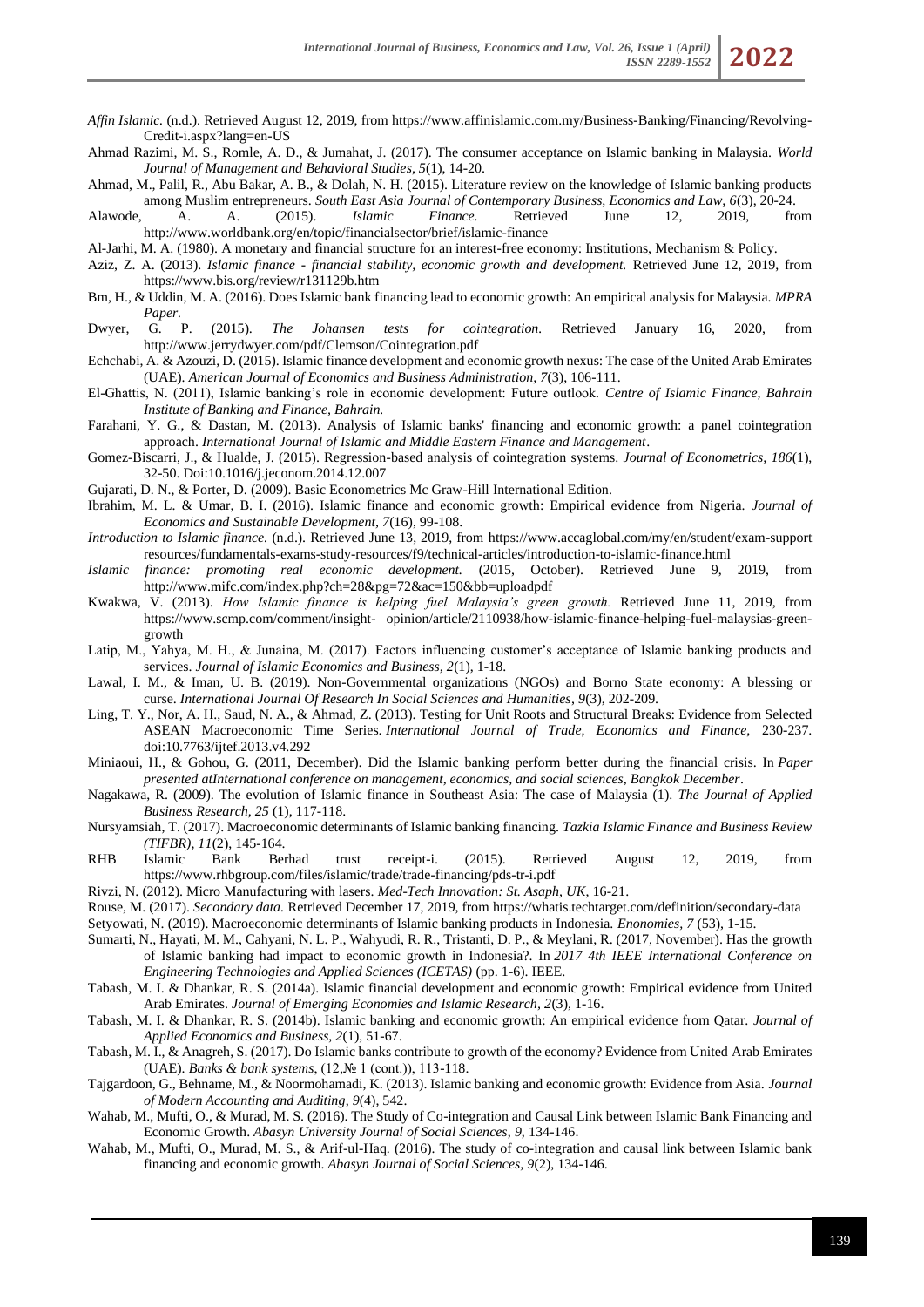*Affin Islamic.* (n.d.). Retrieved August 12, 2019, from https://www.affinislamic.com.my/Business-Banking/Financing/Revolving-Credit-i.aspx?lang=en-US

Ahmad Razimi, M. S., Romle, A. D., & Jumahat, J. (2017). The consumer acceptance on Islamic banking in Malaysia. *World Journal of Management and Behavioral Studies, 5*(1), 14-20.

Ahmad, M., Palil, R., Abu Bakar, A. B., & Dolah, N. H. (2015). Literature review on the knowledge of Islamic banking products among Muslim entrepreneurs. *South East Asia Journal of Contemporary Business, Economics and Law, 6*(3), 20-24.

Alawode, A. A. (2015). *Islamic Finance.* Retrieved June 12, 2019, from http://www.worldbank.org/en/topic/financialsector/brief/islamic-finance

Al-Jarhi, M. A. (1980). A monetary and financial structure for an interest-free economy: Institutions, Mechanism & Policy.

Aziz, Z. A. (2013). *Islamic finance - financial stability, economic growth and development.* Retrieved June 12, 2019, from https://www.bis.org/review/r131129b.htm

Bm, H., & Uddin, M. A. (2016). Does Islamic bank financing lead to economic growth: An empirical analysis for Malaysia. *MPRA Paper.*

Dwyer, G. P. (2015). *The Johansen tests for cointegration.* Retrieved January 16, 2020, from http://www.jerrydwyer.com/pdf/Clemson/Cointegration.pdf

Echchabi, A. & Azouzi, D. (2015). Islamic finance development and economic growth nexus: The case of the United Arab Emirates (UAE). *American Journal of Economics and Business Administration, 7*(3), 106-111.

El-Ghattis, N. (2011), Islamic banking's role in economic development: Future outlook. *Centre of Islamic Finance, Bahrain Institute of Banking and Finance, Bahrain.*

Farahani, Y. G., & Dastan, M. (2013). Analysis of Islamic banks' financing and economic growth: a panel cointegration approach. *International Journal of Islamic and Middle Eastern Finance and Management*.

Gomez-Biscarri, J., & Hualde, J. (2015). Regression-based analysis of cointegration systems. *Journal of Econometrics, 186*(1), 32-50. Doi:10.1016/j.jeconom.2014.12.007

Gujarati, D. N., & Porter, D. (2009). Basic Econometrics Mc Graw-Hill International Edition.

Ibrahim, M. L. & Umar, B. I. (2016). Islamic finance and economic growth: Empirical evidence from Nigeria. *Journal of Economics and Sustainable Development, 7*(16), 99-108.

*Introduction to Islamic finance.* (n.d.). Retrieved June 13, 2019, from https://www.accaglobal.com/my/en/student/exam-support resources/fundamentals-exams-study-resources/f9/technical-articles/introduction-to-islamic-finance.html

*Islamic finance: promoting real economic development.* (2015, October). Retrieved June 9, 2019, from http://www.mifc.com/index.php?ch=28&pg=72&ac=150&bb=uploadpdf

Kwakwa, V. (2013). *How Islamic finance is helping fuel Malaysia's green growth.* Retrieved June 11, 2019, from https://www.scmp.com/comment/insight- opinion/article/2110938/how-islamic-finance-helping-fuel-malaysias-green-growth

Latip, M., Yahya, M. H., & Junaina, M. (2017). Factors influencing customer's acceptance of Islamic banking products and services. *Journal of Islamic Economics and Business, 2*(1), 1-18.

Lawal, I. M., & Iman, U. B. (2019). Non-Governmental organizations (NGOs) and Borno State economy: A blessing or curse. *International Journal Of Research In Social Sciences and Humanities, 9*(3), 202-209.

Ling, T. Y., Nor, A. H., Saud, N. A., & Ahmad, Z. (2013). Testing for Unit Roots and Structural Breaks: Evidence from Selected ASEAN Macroeconomic Time Series. *International Journal of Trade, Economics and Finance,* 230-237. doi:10.7763/ijtef.2013.v4.292

Miniaoui, H., & Gohou, G. (2011, December). Did the Islamic banking perform better during the financial crisis. In *Paper presented atInternational conference on management, economics, and social sciences, Bangkok December*.

Nagakawa, R. (2009). The evolution of Islamic finance in Southeast Asia: The case of Malaysia (1). *The Journal of Applied Business Research, 25* (1), 117-118.

Nursyamsiah, T. (2017). Macroeconomic determinants of Islamic banking financing. *Tazkia Islamic Finance and Business Review (TIFBR), 11*(2), 145-164.

RHB Islamic Bank Berhad trust receipt-i. (2015). Retrieved August 12, 2019, from https://www.rhbgroup.com/files/islamic/trade/trade-financing/pds-tr-i.pdf

Rivzi, N. (2012). Micro Manufacturing with lasers. *Med-Tech Innovation: St. Asaph, UK*, 16-21.

Rouse, M. (2017). *Secondary data.* Retrieved December 17, 2019, from https://whatis.techtarget.com/definition/secondary-data

Setyowati, N. (2019). Macroeconomic determinants of Islamic banking products in Indonesia. *Enonomies, 7* (53), 1-15.

Sumarti, N., Hayati, M. M., Cahyani, N. L. P., Wahyudi, R. R., Tristanti, D. P., & Meylani, R. (2017, November). Has the growth of Islamic banking had impact to economic growth in Indonesia?. In *2017 4th IEEE International Conference on Engineering Technologies and Applied Sciences (ICETAS)* (pp. 1-6). IEEE.

Tabash, M. I. & Dhankar, R. S. (2014a). Islamic financial development and economic growth: Empirical evidence from United Arab Emirates. *Journal of Emerging Economies and Islamic Research, 2*(3), 1-16.

Tabash, M. I. & Dhankar, R. S. (2014b). Islamic banking and economic growth: An empirical evidence from Qatar. *Journal of Applied Economics and Business, 2*(1), 51-67.

Tabash, M. I., & Anagreh, S. (2017). Do Islamic banks contribute to growth of the economy? Evidence from United Arab Emirates (UAE). *Banks & bank systems*, (12,№ 1 (cont.)), 113-118.

Tajgardoon, G., Behname, M., & Noormohamadi, K. (2013). Islamic banking and economic growth: Evidence from Asia. *Journal of Modern Accounting and Auditing, 9*(4), 542.

Wahab, M., Mufti, O., & Murad, M. S. (2016). The Study of Co-integration and Causal Link between Islamic Bank Financing and Economic Growth. *Abasyn University Journal of Social Sciences, 9*, 134-146.

Wahab, M., Mufti, O., Murad, M. S., & Arif-ul-Haq. (2016). The study of co-integration and causal link between Islamic bank financing and economic growth. *Abasyn Journal of Social Sciences, 9*(2), 134-146.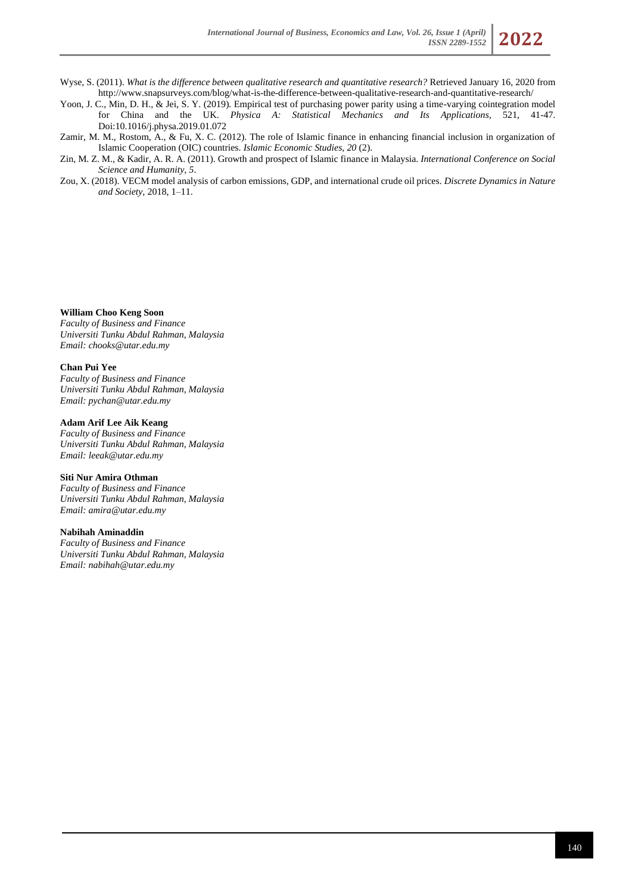Wyse, S. (2011). *What is the difference between qualitative research and quantitative research?* Retrieved January 16, 2020 from http://www.snapsurveys.com/blog/what-is-the-difference-between-qualitative-research-and-quantitative-research/

Yoon, J. C., Min, D. H., & Jei, S. Y. (2019). Empirical test of purchasing power parity using a time-varying cointegration model for China and the UK. *Physica A: Statistical Mechanics and Its Applications,* 521, 41-47. Doi:10.1016/j.physa.2019.01.072

Zamir, M. M., Rostom, A., & Fu, X. C. (2012). The role of Islamic finance in enhancing financial inclusion in organization of Islamic Cooperation (OIC) countries. *Islamic Economic Studies, 20* (2).

Zin, M. Z. M., & Kadir, A. R. A. (2011). Growth and prospect of Islamic finance in Malaysia. *International Conference on Social Science and Humanity, 5*.

Zou, X. (2018). VECM model analysis of carbon emissions, GDP, and international crude oil prices. *Discrete Dynamics in Nature and Society,* 2018, 1–11.

**William Choo Keng Soon**
*Faculty of Business and Finance*
*Universiti Tunku Abdul Rahman, Malaysia*
*Email: chooks@utar.edu.my*

**Chan Pui Yee**
*Faculty of Business and Finance*
*Universiti Tunku Abdul Rahman, Malaysia*
*Email: pychan@utar.edu.my*

**Adam Arif Lee Aik Keang**
*Faculty of Business and Finance*
*Universiti Tunku Abdul Rahman, Malaysia*
*Email: leeak@utar.edu.my*

**Siti Nur Amira Othman**
*Faculty of Business and Finance*
*Universiti Tunku Abdul Rahman, Malaysia*
*Email: amira@utar.edu.my*

**Nabihah Aminaddin**
*Faculty of Business and Finance*
*Universiti Tunku Abdul Rahman, Malaysia*
*Email: nabihah@utar.edu.my*